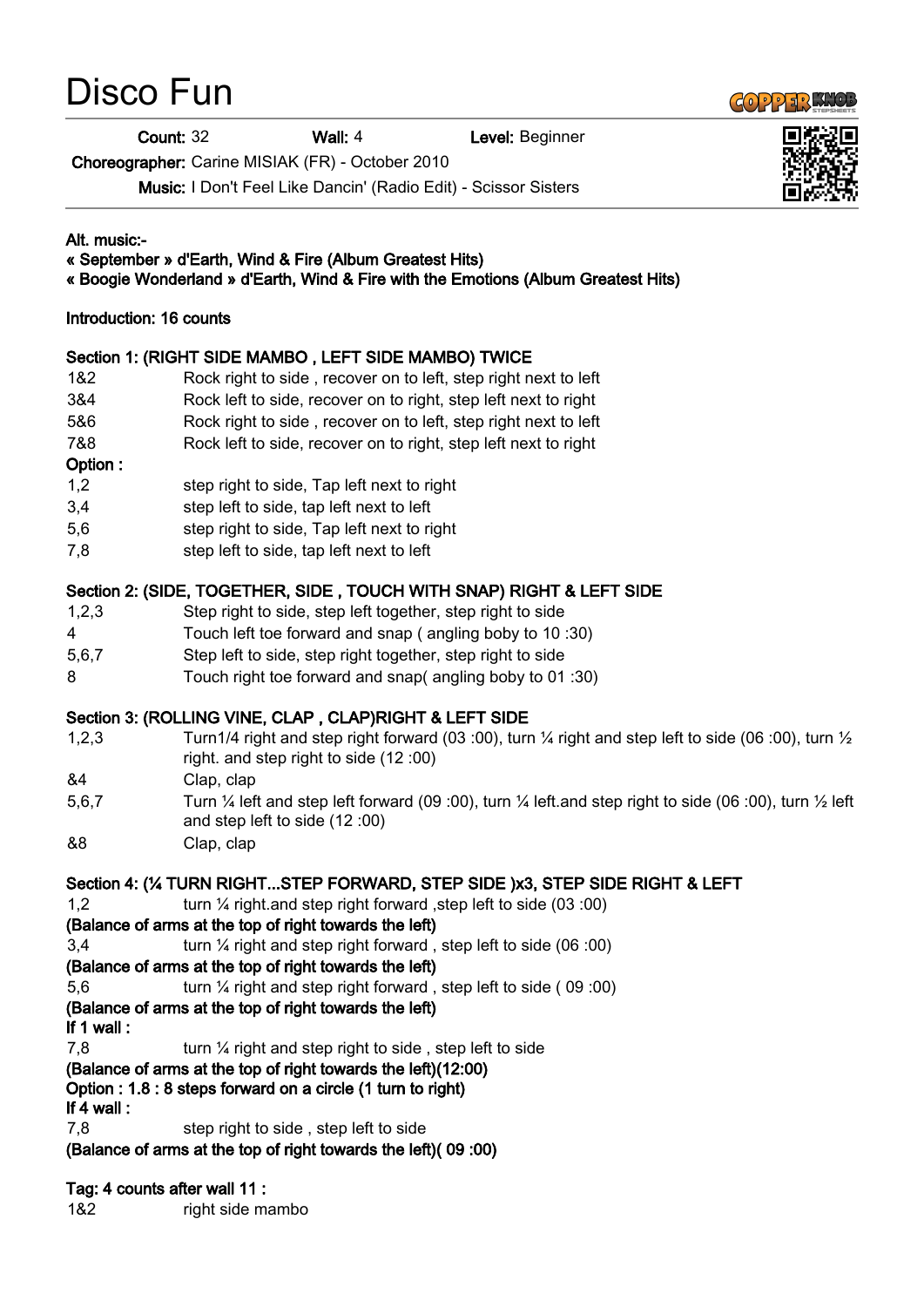# Disco Fun

**Count:** 32 **Wall:** 4 **Level:** Beginner

**Choreographer:** Carine MISIAK (FR) - October 2010

**Music:** I Don't Feel Like Dancin' (Radio Edit) - Scissor Sisters

---

**Alt. music:-**
**« September » d'Earth, Wind & Fire (Album Greatest Hits)**
**« Boogie Wonderland » d'Earth, Wind & Fire with the Emotions (Album Greatest Hits)**

**Introduction: 16 counts**

**Section 1: (RIGHT SIDE MAMBO , LEFT SIDE MAMBO) TWICE**

| | |
|---|---|
| 1&2 | Rock right to side , recover on to left, step right next to left |
| 3&4 | Rock left to side, recover on to right, step left next to right |
| 5&6 | Rock right to side , recover on to left, step right next to left |
| 7&8 | Rock left to side, recover on to right, step left next to right |

**Option :**

| | |
|---|---|
| 1,2 | step right to side, Tap left next to right |
| 3,4 | step left to side, tap left next to left |
| 5,6 | step right to side, Tap left next to right |
| 7,8 | step left to side, tap left next to left |

**Section 2: (SIDE, TOGETHER, SIDE , TOUCH WITH SNAP) RIGHT & LEFT SIDE**

| | |
|---|---|
| 1,2,3 | Step right to side, step left together, step right to side |
| 4 | Touch left toe forward and snap ( angling boby to 10 :30) |
| 5,6,7 | Step left to side, step right together, step right to side |
| 8 | Touch right toe forward and snap( angling boby to 01 :30) |

**Section 3: (ROLLING VINE, CLAP , CLAP)RIGHT & LEFT SIDE**

| | |
|---|---|
| 1,2,3 | Turn1/4 right and step right forward (03 :00), turn ¼ right and step left to side (06 :00), turn ½ right. and step right to side (12 :00) |
| &4 | Clap, clap |
| 5,6,7 | Turn ¼ left and step left forward (09 :00), turn ¼ left.and step right to side (06 :00), turn ½ left and step left to side (12 :00) |
| &8 | Clap, clap |

**Section 4: (¼ TURN RIGHT...STEP FORWARD, STEP SIDE )x3, STEP SIDE RIGHT & LEFT**

1,2 turn ¼ right.and step right forward ,step left to side (03 :00)
**(Balance of arms at the top of right towards the left)**

3,4 turn ¼ right and step right forward , step left to side (06 :00)
**(Balance of arms at the top of right towards the left)**

5,6 turn ¼ right and step right forward , step left to side ( 09 :00)
**(Balance of arms at the top of right towards the left)**

**If 1 wall :**

7,8 turn ¼ right and step right to side , step left to side
**(Balance of arms at the top of right towards the left)(12:00)**
**Option : 1.8 : 8 steps forward on a circle (1 turn to right)**

**If 4 wall :**

7,8 step right to side , step left to side
**(Balance of arms at the top of right towards the left)( 09 :00)**

**Tag: 4 counts after wall 11 :**

1&2 right side mambo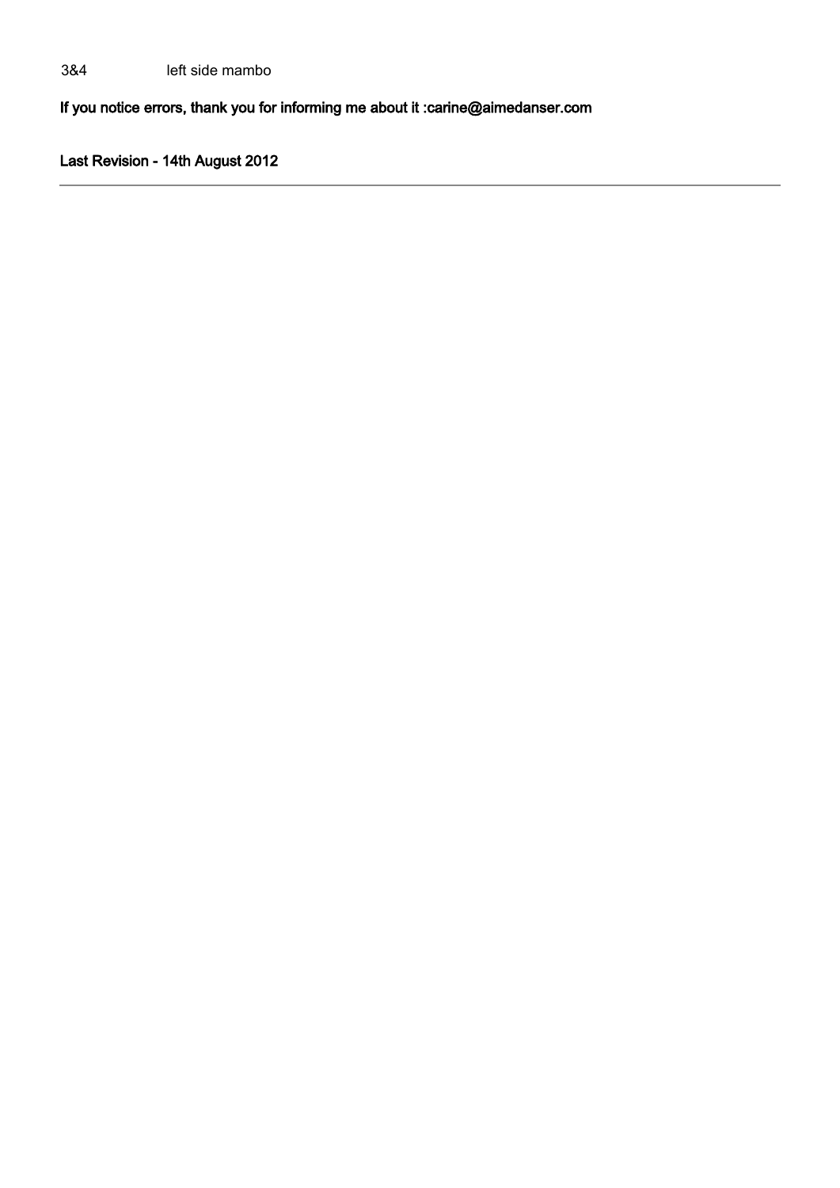| | |
|---|---|
| 3&4 | left side mambo |

**If you notice errors, thank you for informing me about it :carine@aimedanser.com**

**Last Revision - 14th August 2012**

---